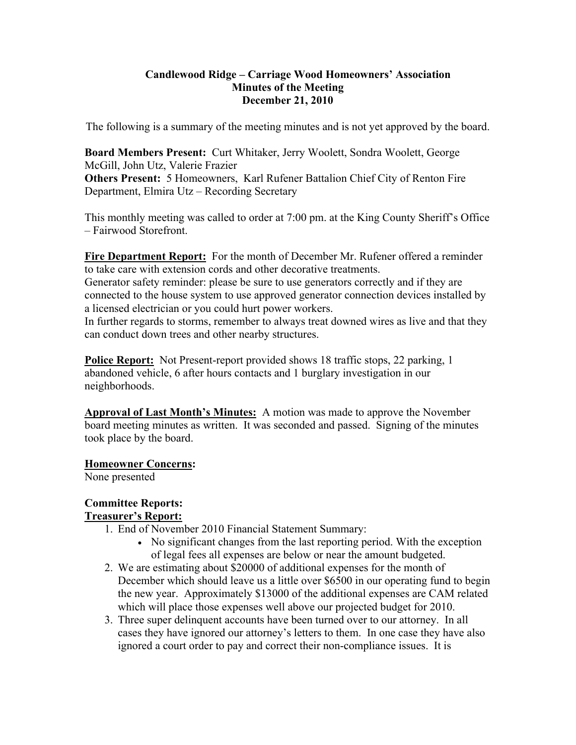**Candlewood Ridge – Carriage Wood Homeowners' Association**
**Minutes of the Meeting**
**December 21, 2010**

The following is a summary of the meeting minutes and is not yet approved by the board.

**Board Members Present:** Curt Whitaker, Jerry Woolett, Sondra Woolett, George McGill, John Utz, Valerie Frazier
**Others Present:** 5 Homeowners, Karl Rufener Battalion Chief City of Renton Fire Department, Elmira Utz – Recording Secretary

This monthly meeting was called to order at 7:00 pm. at the King County Sheriff's Office – Fairwood Storefront.

**Fire Department Report:** For the month of December Mr. Rufener offered a reminder to take care with extension cords and other decorative treatments.
Generator safety reminder: please be sure to use generators correctly and if they are connected to the house system to use approved generator connection devices installed by a licensed electrician or you could hurt power workers.
In further regards to storms, remember to always treat downed wires as live and that they can conduct down trees and other nearby structures.

**Police Report:** Not Present-report provided shows 18 traffic stops, 22 parking, 1 abandoned vehicle, 6 after hours contacts and 1 burglary investigation in our neighborhoods.

**Approval of Last Month's Minutes:** A motion was made to approve the November board meeting minutes as written. It was seconded and passed. Signing of the minutes took place by the board.

**Homeowner Concerns:**
None presented

**Committee Reports:**
**Treasurer's Report:**

1. End of November 2010 Financial Statement Summary:
   - No significant changes from the last reporting period. With the exception of legal fees all expenses are below or near the amount budgeted.
2. We are estimating about $20000 of additional expenses for the month of December which should leave us a little over $6500 in our operating fund to begin the new year. Approximately $13000 of the additional expenses are CAM related which will place those expenses well above our projected budget for 2010.
3. Three super delinquent accounts have been turned over to our attorney. In all cases they have ignored our attorney's letters to them. In one case they have also ignored a court order to pay and correct their non-compliance issues. It is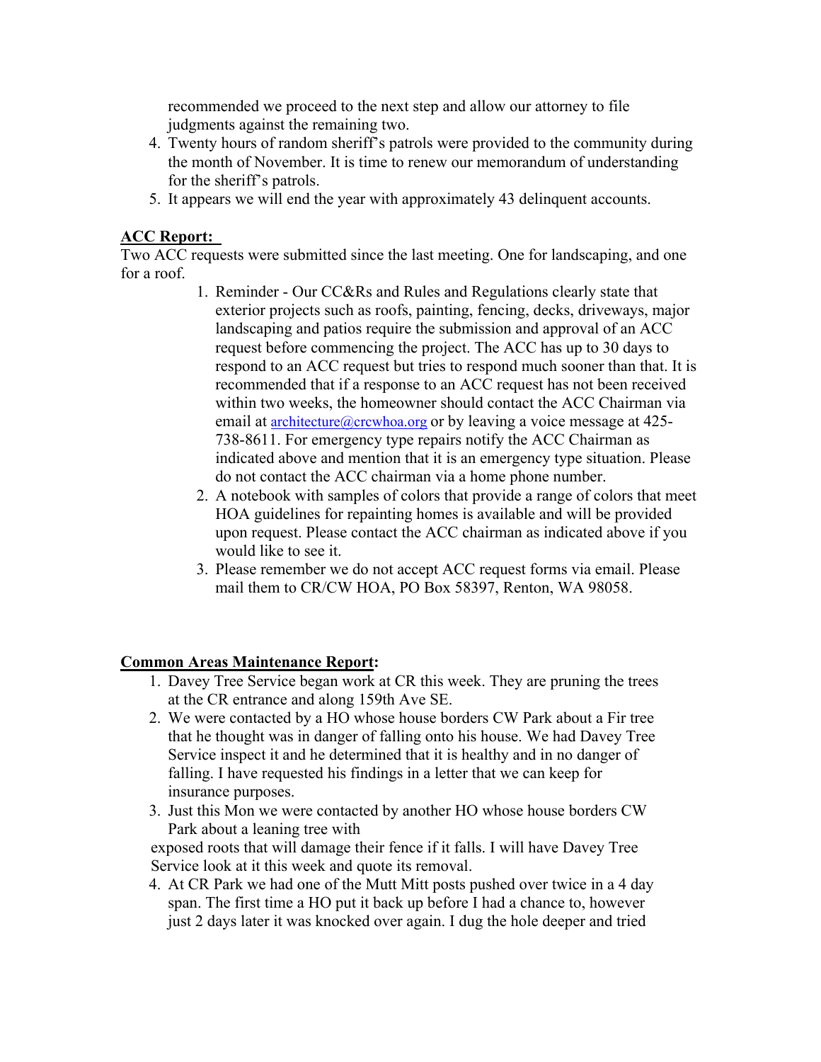recommended we proceed to the next step and allow our attorney to file judgments against the remaining two.

4. Twenty hours of random sheriff's patrols were provided to the community during the month of November. It is time to renew our memorandum of understanding for the sheriff's patrols.
5. It appears we will end the year with approximately 43 delinquent accounts.

**ACC Report:**

Two ACC requests were submitted since the last meeting. One for landscaping, and one for a roof.

1. Reminder - Our CC&Rs and Rules and Regulations clearly state that exterior projects such as roofs, painting, fencing, decks, driveways, major landscaping and patios require the submission and approval of an ACC request before commencing the project. The ACC has up to 30 days to respond to an ACC request but tries to respond much sooner than that. It is recommended that if a response to an ACC request has not been received within two weeks, the homeowner should contact the ACC Chairman via email at architecture@crcwhoa.org or by leaving a voice message at 425-738-8611. For emergency type repairs notify the ACC Chairman as indicated above and mention that it is an emergency type situation. Please do not contact the ACC chairman via a home phone number.
2. A notebook with samples of colors that provide a range of colors that meet HOA guidelines for repainting homes is available and will be provided upon request. Please contact the ACC chairman as indicated above if you would like to see it.
3. Please remember we do not accept ACC request forms via email. Please mail them to CR/CW HOA, PO Box 58397, Renton, WA 98058.

**Common Areas Maintenance Report:**

1. Davey Tree Service began work at CR this week. They are pruning the trees at the CR entrance and along 159th Ave SE.
2. We were contacted by a HO whose house borders CW Park about a Fir tree that he thought was in danger of falling onto his house. We had Davey Tree Service inspect it and he determined that it is healthy and in no danger of falling. I have requested his findings in a letter that we can keep for insurance purposes.
3. Just this Mon we were contacted by another HO whose house borders CW Park about a leaning tree with exposed roots that will damage their fence if it falls. I will have Davey Tree Service look at it this week and quote its removal.
4. At CR Park we had one of the Mutt Mitt posts pushed over twice in a 4 day span. The first time a HO put it back up before I had a chance to, however just 2 days later it was knocked over again. I dug the hole deeper and tried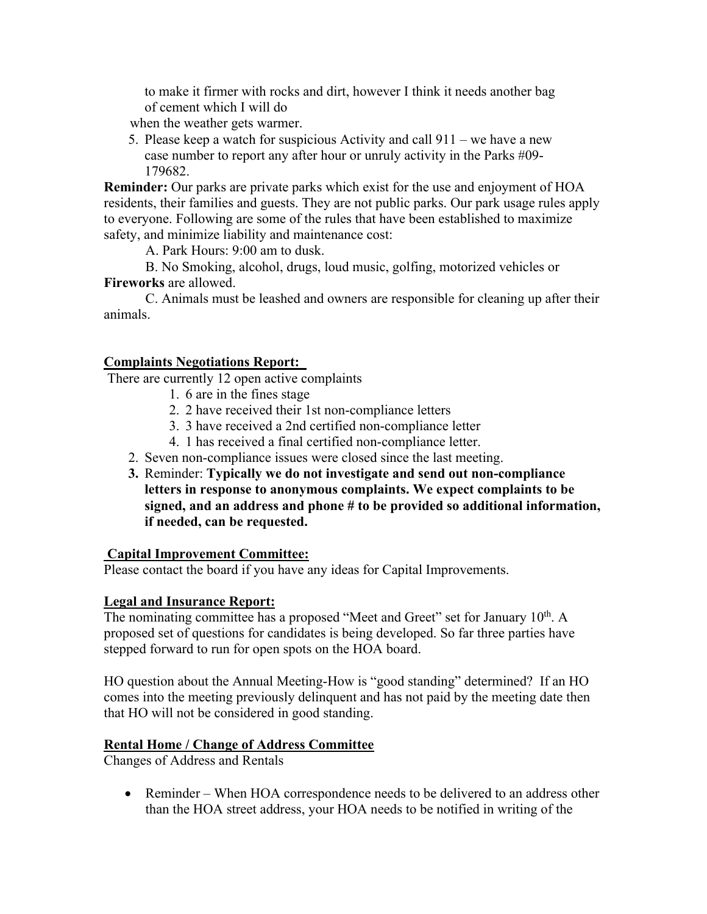to make it firmer with rocks and dirt, however I think it needs another bag of cement which I will do when the weather gets warmer.

5. Please keep a watch for suspicious Activity and call 911 – we have a new case number to report any after hour or unruly activity in the Parks #09-179682.

**Reminder:** Our parks are private parks which exist for the use and enjoyment of HOA residents, their families and guests. They are not public parks. Our park usage rules apply to everyone. Following are some of the rules that have been established to maximize safety, and minimize liability and maintenance cost:

A. Park Hours: 9:00 am to dusk.

B. No Smoking, alcohol, drugs, loud music, golfing, motorized vehicles or **Fireworks** are allowed.

C. Animals must be leashed and owners are responsible for cleaning up after their animals.

## Complaints Negotiations Report:

There are currently 12 open active complaints

1. 6 are in the fines stage
2. 2 have received their 1st non-compliance letters
3. 3 have received a 2nd certified non-compliance letter
4. 1 has received a final certified non-compliance letter.

2. Seven non-compliance issues were closed since the last meeting.
3. Reminder: **Typically we do not investigate and send out non-compliance letters in response to anonymous complaints. We expect complaints to be signed, and an address and phone # to be provided so additional information, if needed, can be requested.**

## Capital Improvement Committee:

Please contact the board if you have any ideas for Capital Improvements.

## Legal and Insurance Report:

The nominating committee has a proposed "Meet and Greet" set for January 10th. A proposed set of questions for candidates is being developed. So far three parties have stepped forward to run for open spots on the HOA board.

HO question about the Annual Meeting-How is "good standing" determined? If an HO comes into the meeting previously delinquent and has not paid by the meeting date then that HO will not be considered in good standing.

## Rental Home / Change of Address Committee

Changes of Address and Rentals

- Reminder – When HOA correspondence needs to be delivered to an address other than the HOA street address, your HOA needs to be notified in writing of the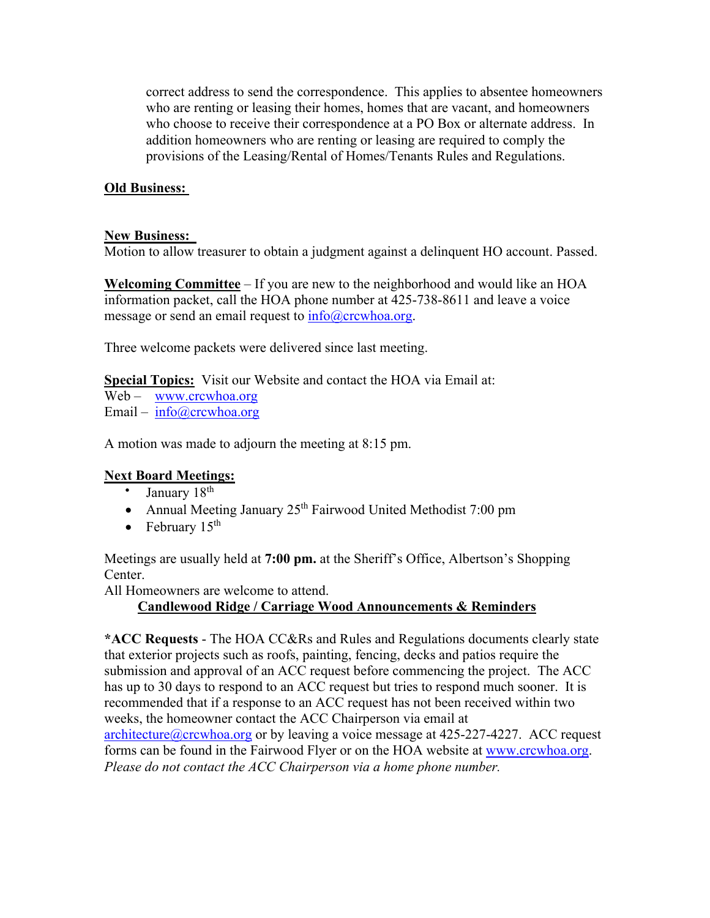correct address to send the correspondence. This applies to absentee homeowners who are renting or leasing their homes, homes that are vacant, and homeowners who choose to receive their correspondence at a PO Box or alternate address. In addition homeowners who are renting or leasing are required to comply the provisions of the Leasing/Rental of Homes/Tenants Rules and Regulations.

**Old Business:**

**New Business:**
Motion to allow treasurer to obtain a judgment against a delinquent HO account. Passed.

**Welcoming Committee** – If you are new to the neighborhood and would like an HOA information packet, call the HOA phone number at 425-738-8611 and leave a voice message or send an email request to info@crcwhoa.org.

Three welcome packets were delivered since last meeting.

**Special Topics:** Visit our Website and contact the HOA via Email at:
Web – www.crcwhoa.org
Email – info@crcwhoa.org

A motion was made to adjourn the meeting at 8:15 pm.

**Next Board Meetings:**

- January 18th
- Annual Meeting January 25th Fairwood United Methodist 7:00 pm
- February 15th

Meetings are usually held at **7:00 pm.** at the Sheriff's Office, Albertson's Shopping Center.
All Homeowners are welcome to attend.

**Candlewood Ridge / Carriage Wood Announcements & Reminders**

***ACC Requests** - The HOA CC&Rs and Rules and Regulations documents clearly state that exterior projects such as roofs, painting, fencing, decks and patios require the submission and approval of an ACC request before commencing the project. The ACC has up to 30 days to respond to an ACC request but tries to respond much sooner. It is recommended that if a response to an ACC request has not been received within two weeks, the homeowner contact the ACC Chairperson via email at architecture@crcwhoa.org or by leaving a voice message at 425-227-4227. ACC request forms can be found in the Fairwood Flyer or on the HOA website at www.crcwhoa.org. *Please do not contact the ACC Chairperson via a home phone number.*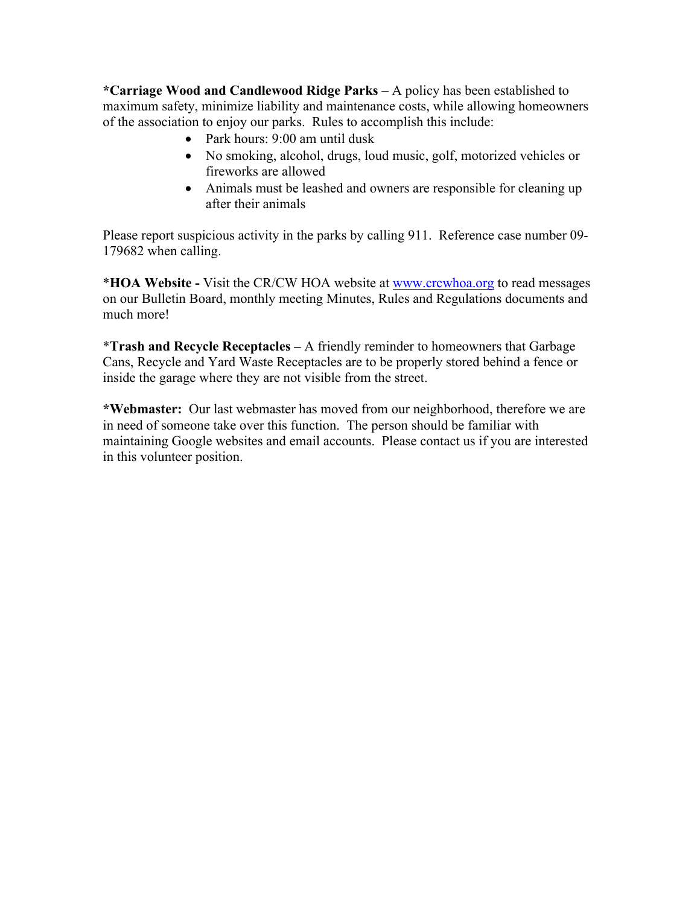**\*Carriage Wood and Candlewood Ridge Parks** – A policy has been established to maximum safety, minimize liability and maintenance costs, while allowing homeowners of the association to enjoy our parks. Rules to accomplish this include:

- Park hours: 9:00 am until dusk
- No smoking, alcohol, drugs, loud music, golf, motorized vehicles or fireworks are allowed
- Animals must be leashed and owners are responsible for cleaning up after their animals

Please report suspicious activity in the parks by calling 911. Reference case number 09-179682 when calling.

\***HOA Website -** Visit the CR/CW HOA website at [www.crcwhoa.org](http://www.crcwhoa.org) to read messages on our Bulletin Board, monthly meeting Minutes, Rules and Regulations documents and much more!

\***Trash and Recycle Receptacles –** A friendly reminder to homeowners that Garbage Cans, Recycle and Yard Waste Receptacles are to be properly stored behind a fence or inside the garage where they are not visible from the street.

**\*Webmaster:** Our last webmaster has moved from our neighborhood, therefore we are in need of someone take over this function. The person should be familiar with maintaining Google websites and email accounts. Please contact us if you are interested in this volunteer position.